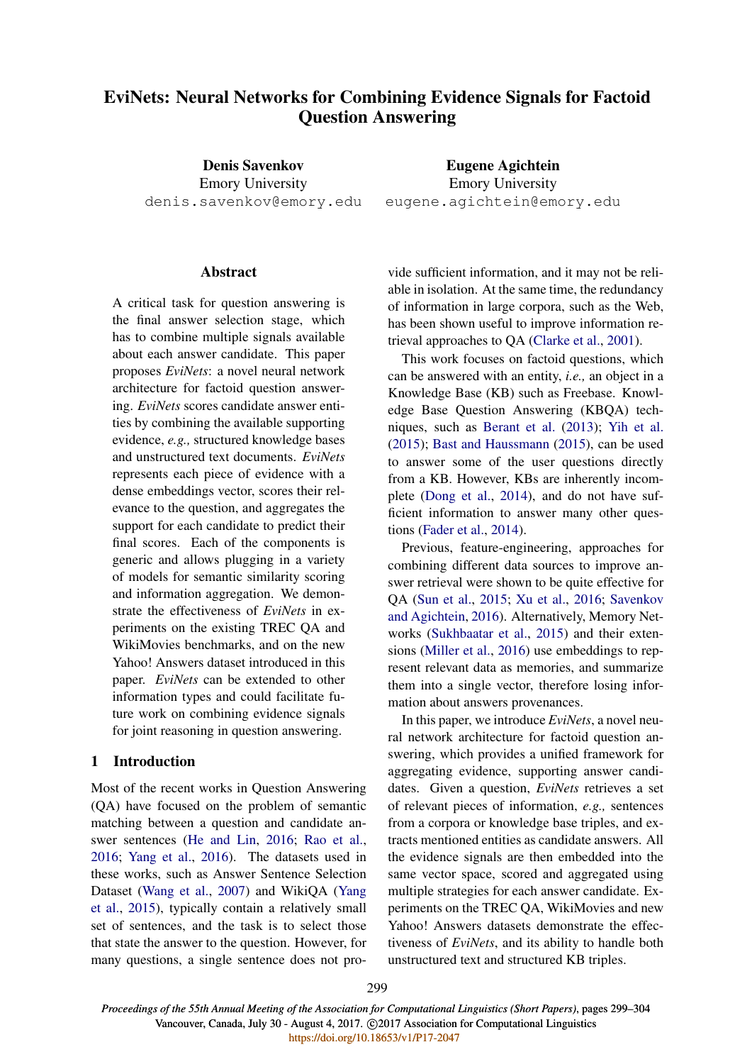# EviNets: Neural Networks for Combining Evidence Signals for Factoid Question Answering

**Denis Savenkov**
Emory University
denis.savenkov@emory.edu

**Eugene Agichtein**
Emory University
eugene.agichtein@emory.edu

## Abstract

A critical task for question answering is the final answer selection stage, which has to combine multiple signals available about each answer candidate. This paper proposes *EviNets*: a novel neural network architecture for factoid question answering. *EviNets* scores candidate answer entities by combining the available supporting evidence, *e.g.,* structured knowledge bases and unstructured text documents. *EviNets* represents each piece of evidence with a dense embeddings vector, scores their relevance to the question, and aggregates the support for each candidate to predict their final scores. Each of the components is generic and allows plugging in a variety of models for semantic similarity scoring and information aggregation. We demonstrate the effectiveness of *EviNets* in experiments on the existing TREC QA and WikiMovies benchmarks, and on the new Yahoo! Answers dataset introduced in this paper. *EviNets* can be extended to other information types and could facilitate future work on combining evidence signals for joint reasoning in question answering.

## 1 Introduction

Most of the recent works in Question Answering (QA) have focused on the problem of semantic matching between a question and candidate answer sentences (He and Lin, 2016; Rao et al., 2016; Yang et al., 2016). The datasets used in these works, such as Answer Sentence Selection Dataset (Wang et al., 2007) and WikiQA (Yang et al., 2015), typically contain a relatively small set of sentences, and the task is to select those that state the answer to the question. However, for many questions, a single sentence does not provide sufficient information, and it may not be reliable in isolation. At the same time, the redundancy of information in large corpora, such as the Web, has been shown useful to improve information retrieval approaches to QA (Clarke et al., 2001).

This work focuses on factoid questions, which can be answered with an entity, *i.e.,* an object in a Knowledge Base (KB) such as Freebase. Knowledge Base Question Answering (KBQA) techniques, such as Berant et al. (2013); Yih et al. (2015); Bast and Haussmann (2015), can be used to answer some of the user questions directly from a KB. However, KBs are inherently incomplete (Dong et al., 2014), and do not have sufficient information to answer many other questions (Fader et al., 2014).

Previous, feature-engineering, approaches for combining different data sources to improve answer retrieval were shown to be quite effective for QA (Sun et al., 2015; Xu et al., 2016; Savenkov and Agichtein, 2016). Alternatively, Memory Networks (Sukhbaatar et al., 2015) and their extensions (Miller et al., 2016) use embeddings to represent relevant data as memories, and summarize them into a single vector, therefore losing information about answers provenances.

In this paper, we introduce *EviNets*, a novel neural network architecture for factoid question answering, which provides a unified framework for aggregating evidence, supporting answer candidates. Given a question, *EviNets* retrieves a set of relevant pieces of information, *e.g.,* sentences from a corpora or knowledge base triples, and extracts mentioned entities as candidate answers. All the evidence signals are then embedded into the same vector space, scored and aggregated using multiple strategies for each answer candidate. Experiments on the TREC QA, WikiMovies and new Yahoo! Answers datasets demonstrate the effectiveness of *EviNets*, and its ability to handle both unstructured text and structured KB triples.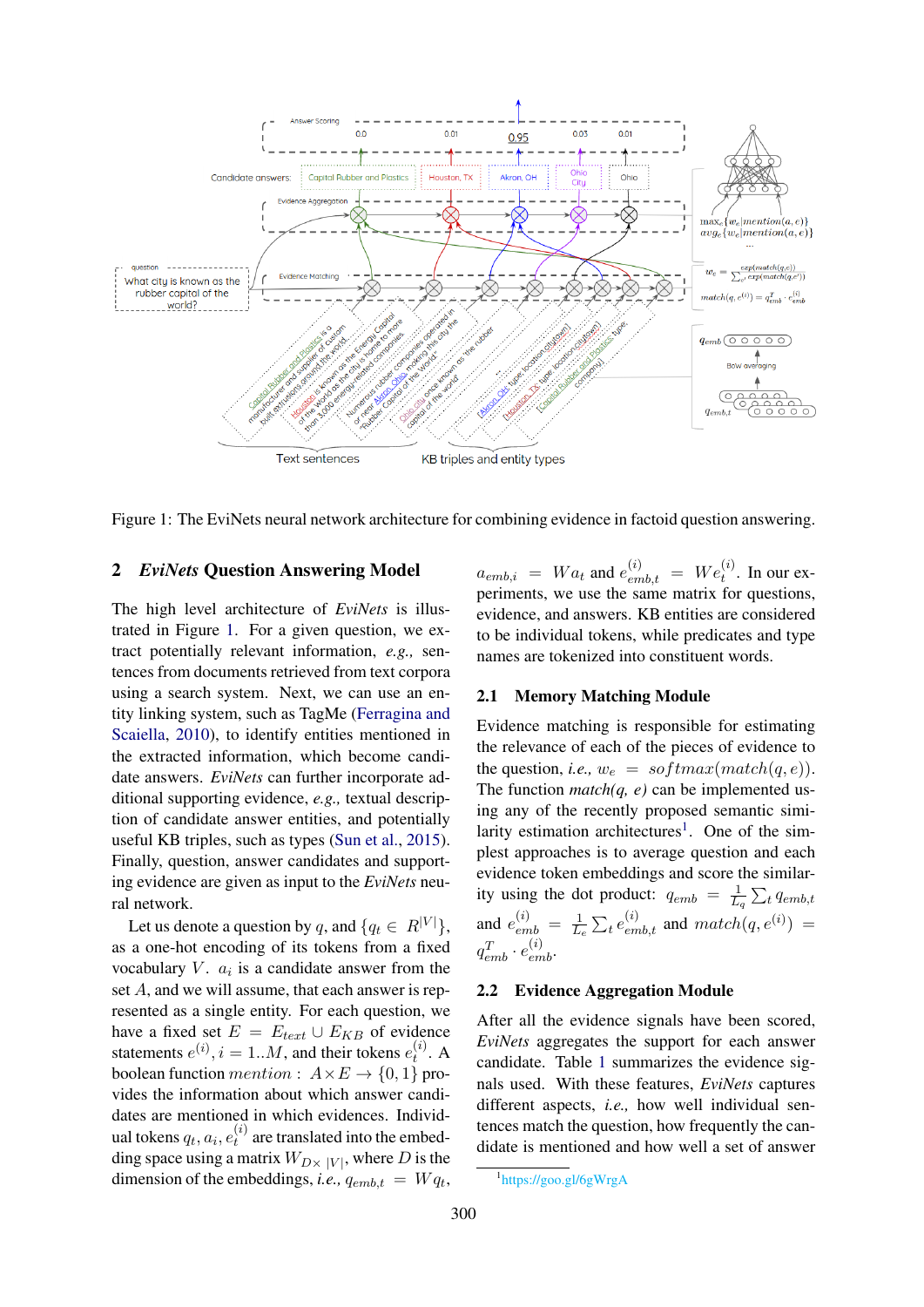Figure 1: The EviNets neural network architecture for combining evidence in factoid question answering.

## 2 *EviNets* Question Answering Model

The high level architecture of *EviNets* is illustrated in Figure 1. For a given question, we extract potentially relevant information, *e.g.,* sentences from documents retrieved from text corpora using a search system. Next, we can use an entity linking system, such as TagMe (Ferragina and Scaiella, 2010), to identify entities mentioned in the extracted information, which become candidate answers. *EviNets* can further incorporate additional supporting evidence, *e.g.,* textual description of candidate answer entities, and potentially useful KB triples, such as types (Sun et al., 2015). Finally, question, answer candidates and supporting evidence are given as input to the *EviNets* neural network.

Let us denote a question by $q$, and $\{q_t \in R^{|V|}\}$, as a one-hot encoding of its tokens from a fixed vocabulary $V$. $a_i$ is a candidate answer from the set $A$, and we will assume, that each answer is represented as a single entity. For each question, we have a fixed set $E = E_{text} \cup E_{KB}$ of evidence statements $e^{(i)}, i = 1..M$, and their tokens $e_t^{(i)}$. A boolean function $mention: A \times E \rightarrow \{0, 1\}$ provides the information about which answer candidates are mentioned in which evidences. Individual tokens $q_t, a_i, e_t^{(i)}$ are translated into the embedding space using a matrix $W_{D\times|V|}$, where $D$ is the dimension of the embeddings, *i.e.,* $q_{emb,t} = Wq_t$, $a_{emb,i} = Wa_t$ and $e_{emb,t}^{(i)} = We_t^{(i)}$. In our experiments, we use the same matrix for questions, evidence, and answers. KB entities are considered to be individual tokens, while predicates and type names are tokenized into constituent words.

### 2.1 Memory Matching Module

Evidence matching is responsible for estimating the relevance of each of the pieces of evidence to the question, *i.e.,* $w_e = softmax(match(q, e))$. The function *match(q, e)* can be implemented using any of the recently proposed semantic similarity estimation architectures[1]. One of the simplest approaches is to average question and each evidence token embeddings and score the similarity using the dot product: $q_{emb} = \frac{1}{L_q}\sum_t q_{emb,t}$ and $e_{emb}^{(i)} = \frac{1}{L_e}\sum_t e_{emb,t}^{(i)}$ and $match(q, e^{(i)}) = q_{emb}^T \cdot e_{emb}^{(i)}$.

### 2.2 Evidence Aggregation Module

After all the evidence signals have been scored, *EviNets* aggregates the support for each answer candidate. Table 1 summarizes the evidence signals used. With these features, *EviNets* captures different aspects, *i.e.,* how well individual sentences match the question, how frequently the candidate is mentioned and how well a set of answer

[1] https://goo.gl/6gWrgA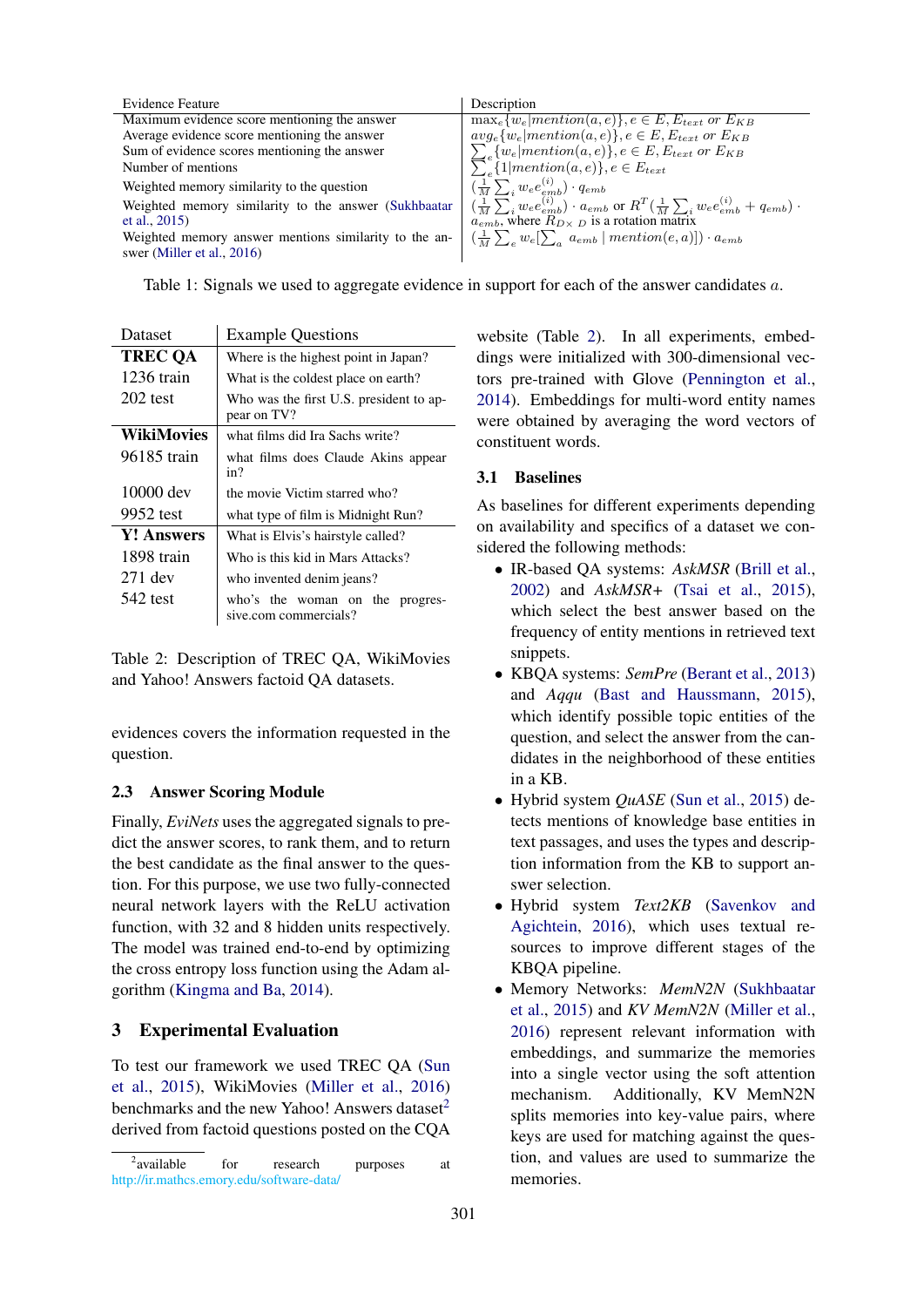| Evidence Feature | Description |
|---|---|
| Maximum evidence score mentioning the answer | $\max_e\{w_e \vert mention(a,e)\}, e \in E, E_{text}$ or $E_{KB}$ |
| Average evidence score mentioning the answer | $avg_e\{w_e \vert mention(a,e)\}, e \in E, E_{text}$ or $E_{KB}$ |
| Sum of evidence scores mentioning the answer | $\sum_e\{w_e \vert mention(a,e)\}, e \in E, E_{text}$ or $E_{KB}$ |
| Number of mentions | $\sum_e\{1 \vert mention(a,e)\}, e \in E_{text}$ |
| Weighted memory similarity to the question | $(\frac{1}{M}\sum_i w_e e_{emb}^{(i)}) \cdot q_{emb}$ |
| Weighted memory similarity to the answer (Sukhbaatar et al., 2015) | $(\frac{1}{M}\sum_i w_e e_{emb}^{(i)}) \cdot a_{emb}$ or $R^T(\frac{1}{M}\sum_i w_e e_{emb}^{(i)} + q_{emb}) \cdot a_{emb}$, where $R_{D\times D}$ is a rotation matrix |
| Weighted memory answer mentions similarity to the answer (Miller et al., 2016) | $(\frac{1}{M}\sum_e w_e[\sum_a a_{emb} \vert mention(e,a)]) \cdot a_{emb}$ |

Table 1: Signals we used to aggregate evidence in support for each of the answer candidates $a$.

| Dataset | Example Questions |
|---|---|
| **TREC QA** | Where is the highest point in Japan? |
| 1236 train | What is the coldest place on earth? |
| 202 test | Who was the first U.S. president to appear on TV? |
| **WikiMovies** | what films did Ira Sachs write? |
| 96185 train | what films does Claude Akins appear in? |
| 10000 dev | the movie Victim starred who? |
| 9952 test | what type of film is Midnight Run? |
| **Y! Answers** | What is Elvis's hairstyle called? |
| 1898 train | Who is this kid in Mars Attacks? |
| 271 dev | who invented denim jeans? |
| 542 test | who's the woman on the progressive.com commercials? |

Table 2: Description of TREC QA, WikiMovies and Yahoo! Answers factoid QA datasets.

evidences covers the information requested in the question.

### 2.3 Answer Scoring Module

Finally, *EviNets* uses the aggregated signals to predict the answer scores, to rank them, and to return the best candidate as the final answer to the question. For this purpose, we use two fully-connected neural network layers with the ReLU activation function, with 32 and 8 hidden units respectively. The model was trained end-to-end by optimizing the cross entropy loss function using the Adam algorithm (Kingma and Ba, 2014).

## 3 Experimental Evaluation

To test our framework we used TREC QA (Sun et al., 2015), WikiMovies (Miller et al., 2016) benchmarks and the new Yahoo! Answers dataset[2] derived from factoid questions posted on the CQA website (Table 2). In all experiments, embeddings were initialized with 300-dimensional vectors pre-trained with Glove (Pennington et al., 2014). Embeddings for multi-word entity names were obtained by averaging the word vectors of constituent words.

[2]available for research purposes at http://ir.mathcs.emory.edu/software-data/

### 3.1 Baselines

As baselines for different experiments depending on availability and specifics of a dataset we considered the following methods:

- IR-based QA systems: *AskMSR* (Brill et al., 2002) and *AskMSR+* (Tsai et al., 2015), which select the best answer based on the frequency of entity mentions in retrieved text snippets.
- KBQA systems: *SemPre* (Berant et al., 2013) and *Aqqu* (Bast and Haussmann, 2015), which identify possible topic entities of the question, and select the answer from the candidates in the neighborhood of these entities in a KB.
- Hybrid system *QuASE* (Sun et al., 2015) detects mentions of knowledge base entities in text passages, and uses the types and description information from the KB to support answer selection.
- Hybrid system *Text2KB* (Savenkov and Agichtein, 2016), which uses textual resources to improve different stages of the KBQA pipeline.
- Memory Networks: *MemN2N* (Sukhbaatar et al., 2015) and *KV MemN2N* (Miller et al., 2016) represent relevant information with embeddings, and summarize the memories into a single vector using the soft attention mechanism. Additionally, KV MemN2N splits memories into key-value pairs, where keys are used for matching against the question, and values are used to summarize the memories.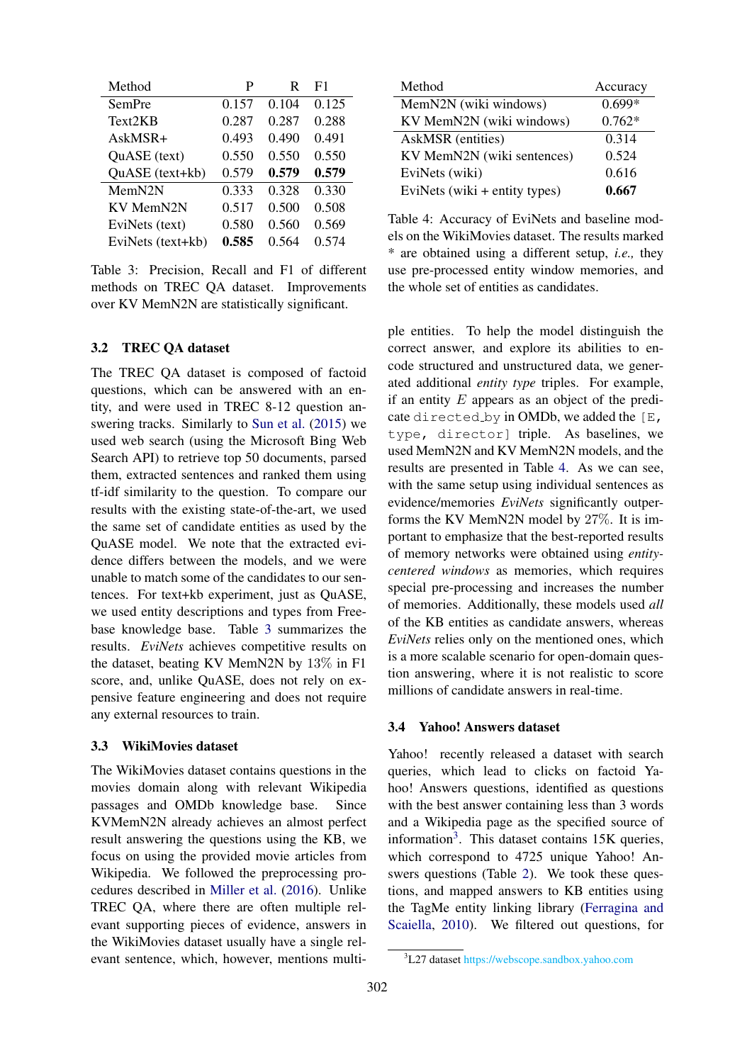| Method | P | R | F1 |
|---|---|---|---|
| SemPre | 0.157 | 0.104 | 0.125 |
| Text2KB | 0.287 | 0.287 | 0.288 |
| AskMSR+ | 0.493 | 0.490 | 0.491 |
| QuASE (text) | 0.550 | 0.550 | 0.550 |
| QuASE (text+kb) | 0.579 | **0.579** | **0.579** |
| MemN2N | 0.333 | 0.328 | 0.330 |
| KV MemN2N | 0.517 | 0.500 | 0.508 |
| EviNets (text) | 0.580 | 0.560 | 0.569 |
| EviNets (text+kb) | **0.585** | 0.564 | 0.574 |

Table 3: Precision, Recall and F1 of different methods on TREC QA dataset. Improvements over KV MemN2N are statistically significant.

### 3.2 TREC QA dataset

The TREC QA dataset is composed of factoid questions, which can be answered with an entity, and were used in TREC 8-12 question answering tracks. Similarly to Sun et al. (2015) we used web search (using the Microsoft Bing Web Search API) to retrieve top 50 documents, parsed them, extracted sentences and ranked them using tf-idf similarity to the question. To compare our results with the existing state-of-the-art, we used the same set of candidate entities as used by the QuASE model. We note that the extracted evidence differs between the models, and we were unable to match some of the candidates to our sentences. For text+kb experiment, just as QuASE, we used entity descriptions and types from Freebase knowledge base. Table 3 summarizes the results. *EviNets* achieves competitive results on the dataset, beating KV MemN2N by 13% in F1 score, and, unlike QuASE, does not rely on expensive feature engineering and does not require any external resources to train.

### 3.3 WikiMovies dataset

The WikiMovies dataset contains questions in the movies domain along with relevant Wikipedia passages and OMDb knowledge base. Since KVMemN2N already achieves an almost perfect result answering the questions using the KB, we focus on using the provided movie articles from Wikipedia. We followed the preprocessing procedures described in Miller et al. (2016). Unlike TREC QA, where there are often multiple relevant supporting pieces of evidence, answers in the WikiMovies dataset usually have a single relevant sentence, which, however, mentions multiple entities. To help the model distinguish the correct answer, and explore its abilities to encode structured and unstructured data, we generated additional *entity type* triples. For example, if an entity $E$ appears as an object of the predicate `directed_by` in OMDb, we added the `[E, type, director]` triple. As baselines, we used MemN2N and KV MemN2N models, and the results are presented in Table 4. As we can see, with the same setup using individual sentences as evidence/memories *EviNets* significantly outperforms the KV MemN2N model by 27%. It is important to emphasize that the best-reported results of memory networks were obtained using *entity-centered windows* as memories, which requires special pre-processing and increases the number of memories. Additionally, these models used *all* of the KB entities as candidate answers, whereas *EviNets* relies only on the mentioned ones, which is a more scalable scenario for open-domain question answering, where it is not realistic to score millions of candidate answers in real-time.

| Method | Accuracy |
|---|---|
| MemN2N (wiki windows) | 0.699* |
| KV MemN2N (wiki windows) | 0.762* |
| AskMSR (entities) | 0.314 |
| KV MemN2N (wiki sentences) | 0.524 |
| EviNets (wiki) | 0.616 |
| EviNets (wiki + entity types) | **0.667** |

Table 4: Accuracy of EviNets and baseline models on the WikiMovies dataset. The results marked * are obtained using a different setup, *i.e.,* they use pre-processed entity window memories, and the whole set of entities as candidates.

### 3.4 Yahoo! Answers dataset

Yahoo! recently released a dataset with search queries, which lead to clicks on factoid Yahoo! Answers questions, identified as questions with the best answer containing less than 3 words and a Wikipedia page as the specified source of information[3]. This dataset contains 15K queries, which correspond to 4725 unique Yahoo! Answers questions (Table 2). We took these questions, and mapped answers to KB entities using the TagMe entity linking library (Ferragina and Scaiella, 2010). We filtered out questions, for

[3] L27 dataset https://webscope.sandbox.yahoo.com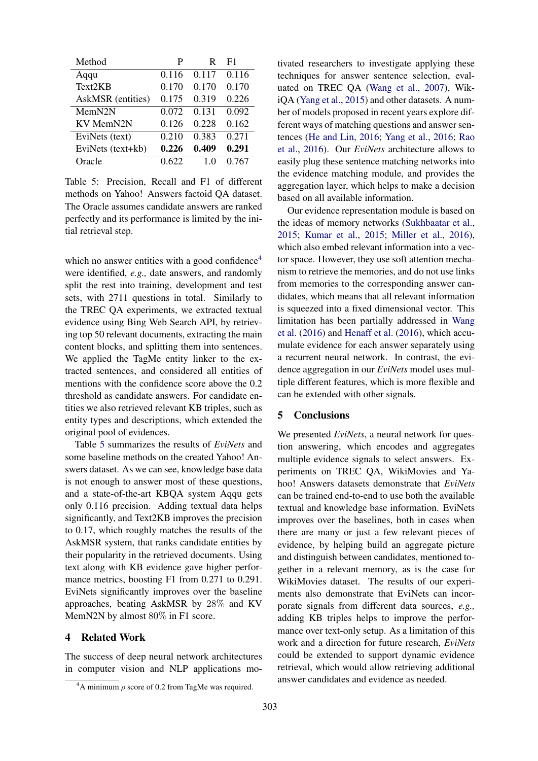| Method | P | R | F1 |
|---|---|---|---|
| Aqqu | 0.116 | 0.117 | 0.116 |
| Text2KB | 0.170 | 0.170 | 0.170 |
| AskMSR (entities) | 0.175 | 0.319 | 0.226 |
| MemN2N | 0.072 | 0.131 | 0.092 |
| KV MemN2N | 0.126 | 0.228 | 0.162 |
| EviNets (text) | 0.210 | 0.383 | 0.271 |
| EviNets (text+kb) | **0.226** | **0.409** | **0.291** |
| Oracle | 0.622 | 1.0 | 0.767 |

Table 5: Precision, Recall and F1 of different methods on Yahoo! Answers factoid QA dataset. The Oracle assumes candidate answers are ranked perfectly and its performance is limited by the initial retrieval step.

which no answer entities with a good confidence[4] were identified, *e.g.,* date answers, and randomly split the rest into training, development and test sets, with 2711 questions in total. Similarly to the TREC QA experiments, we extracted textual evidence using Bing Web Search API, by retrieving top 50 relevant documents, extracting the main content blocks, and splitting them into sentences. We applied the TagMe entity linker to the extracted sentences, and considered all entities of mentions with the confidence score above the 0.2 threshold as candidate answers. For candidate entities we also retrieved relevant KB triples, such as entity types and descriptions, which extended the original pool of evidences.

Table 5 summarizes the results of *EviNets* and some baseline methods on the created Yahoo! Answers dataset. As we can see, knowledge base data is not enough to answer most of these questions, and a state-of-the-art KBQA system Aqqu gets only 0.116 precision. Adding textual data helps significantly, and Text2KB improves the precision to 0.17, which roughly matches the results of the AskMSR system, that ranks candidate entities by their popularity in the retrieved documents. Using text along with KB evidence gave higher performance metrics, boosting F1 from 0.271 to 0.291. EviNets significantly improves over the baseline approaches, beating AskMSR by 28% and KV MemN2N by almost 80% in F1 score.

## 4 Related Work

The success of deep neural network architectures in computer vision and NLP applications motivated researchers to investigate applying these techniques for answer sentence selection, evaluated on TREC QA (Wang et al., 2007), WikiQA (Yang et al., 2015) and other datasets. A number of models proposed in recent years explore different ways of matching questions and answer sentences (He and Lin, 2016; Yang et al., 2016; Rao et al., 2016). Our *EviNets* architecture allows to easily plug these sentence matching networks into the evidence matching module, and provides the aggregation layer, which helps to make a decision based on all available information.

Our evidence representation module is based on the ideas of memory networks (Sukhbaatar et al., 2015; Kumar et al., 2015; Miller et al., 2016), which also embed relevant information into a vector space. However, they use soft attention mechanism to retrieve the memories, and do not use links from memories to the corresponding answer candidates, which means that all relevant information is squeezed into a fixed dimensional vector. This limitation has been partially addressed in Wang et al. (2016) and Henaff et al. (2016), which accumulate evidence for each answer separately using a recurrent neural network. In contrast, the evidence aggregation in our *EviNets* model uses multiple different features, which is more flexible and can be extended with other signals.

## 5 Conclusions

We presented *EviNets*, a neural network for question answering, which encodes and aggregates multiple evidence signals to select answers. Experiments on TREC QA, WikiMovies and Yahoo! Answers datasets demonstrate that *EviNets* can be trained end-to-end to use both the available textual and knowledge base information. EviNets improves over the baselines, both in cases when there are many or just a few relevant pieces of evidence, by helping build an aggregate picture and distinguish between candidates, mentioned together in a relevant memory, as is the case for WikiMovies dataset. The results of our experiments also demonstrate that EviNets can incorporate signals from different data sources, *e.g.,* adding KB triples helps to improve the performance over text-only setup. As a limitation of this work and a direction for future research, *EviNets* could be extended to support dynamic evidence retrieval, which would allow retrieving additional answer candidates and evidence as needed.

[4] A minimum $\rho$ score of 0.2 from TagMe was required.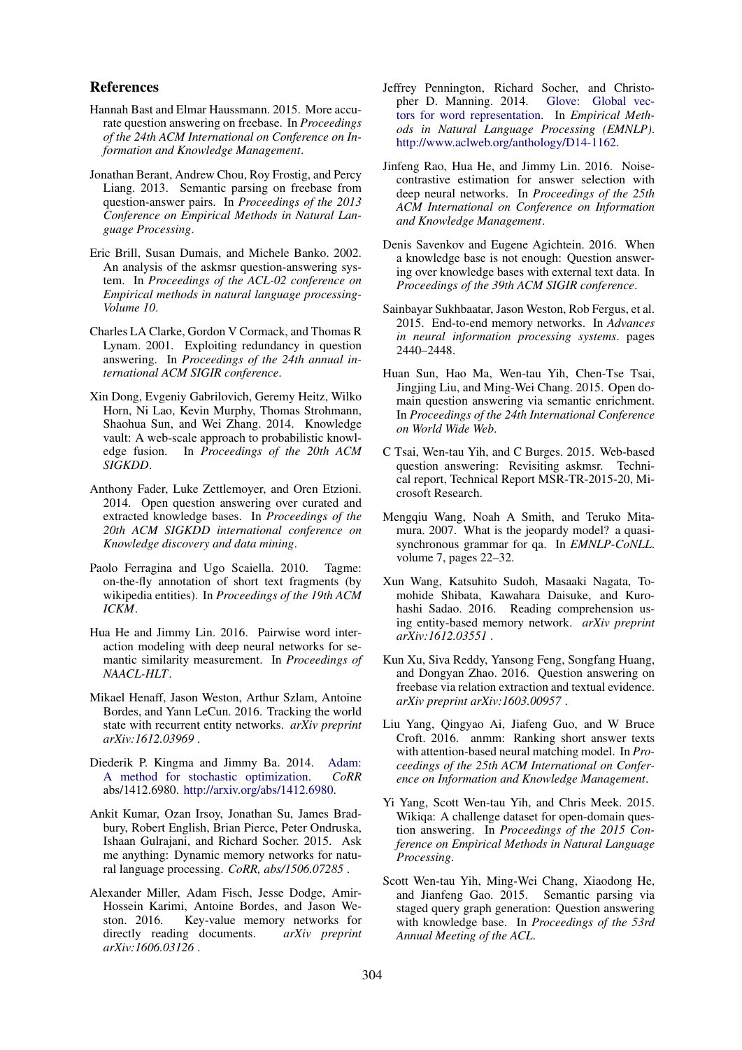## References

Hannah Bast and Elmar Haussmann. 2015. More accurate question answering on freebase. In *Proceedings of the 24th ACM International on Conference on Information and Knowledge Management*.

Jonathan Berant, Andrew Chou, Roy Frostig, and Percy Liang. 2013. Semantic parsing on freebase from question-answer pairs. In *Proceedings of the 2013 Conference on Empirical Methods in Natural Language Processing*.

Eric Brill, Susan Dumais, and Michele Banko. 2002. An analysis of the askmsr question-answering system. In *Proceedings of the ACL-02 conference on Empirical methods in natural language processing-Volume 10*.

Charles LA Clarke, Gordon V Cormack, and Thomas R Lynam. 2001. Exploiting redundancy in question answering. In *Proceedings of the 24th annual international ACM SIGIR conference*.

Xin Dong, Evgeniy Gabrilovich, Geremy Heitz, Wilko Horn, Ni Lao, Kevin Murphy, Thomas Strohmann, Shaohua Sun, and Wei Zhang. 2014. Knowledge vault: A web-scale approach to probabilistic knowledge fusion. In *Proceedings of the 20th ACM SIGKDD*.

Anthony Fader, Luke Zettlemoyer, and Oren Etzioni. 2014. Open question answering over curated and extracted knowledge bases. In *Proceedings of the 20th ACM SIGKDD international conference on Knowledge discovery and data mining*.

Paolo Ferragina and Ugo Scaiella. 2010. Tagme: on-the-fly annotation of short text fragments (by wikipedia entities). In *Proceedings of the 19th ACM ICKM*.

Hua He and Jimmy Lin. 2016. Pairwise word interaction modeling with deep neural networks for semantic similarity measurement. In *Proceedings of NAACL-HLT*.

Mikael Henaff, Jason Weston, Arthur Szlam, Antoine Bordes, and Yann LeCun. 2016. Tracking the world state with recurrent entity networks. *arXiv preprint arXiv:1612.03969* .

Diederik P. Kingma and Jimmy Ba. 2014. Adam: A method for stochastic optimization. *CoRR* abs/1412.6980. http://arxiv.org/abs/1412.6980.

Ankit Kumar, Ozan Irsoy, Jonathan Su, James Bradbury, Robert English, Brian Pierce, Peter Ondruska, Ishaan Gulrajani, and Richard Socher. 2015. Ask me anything: Dynamic memory networks for natural language processing. *CoRR, abs/1506.07285* .

Alexander Miller, Adam Fisch, Jesse Dodge, Amir-Hossein Karimi, Antoine Bordes, and Jason Weston. 2016. Key-value memory networks for directly reading documents. *arXiv preprint arXiv:1606.03126* .

Jeffrey Pennington, Richard Socher, and Christopher D. Manning. 2014. Glove: Global vectors for word representation. In *Empirical Methods in Natural Language Processing (EMNLP)*. http://www.aclweb.org/anthology/D14-1162.

Jinfeng Rao, Hua He, and Jimmy Lin. 2016. Noise-contrastive estimation for answer selection with deep neural networks. In *Proceedings of the 25th ACM International on Conference on Information and Knowledge Management*.

Denis Savenkov and Eugene Agichtein. 2016. When a knowledge base is not enough: Question answering over knowledge bases with external text data. In *Proceedings of the 39th ACM SIGIR conference*.

Sainbayar Sukhbaatar, Jason Weston, Rob Fergus, et al. 2015. End-to-end memory networks. In *Advances in neural information processing systems*. pages 2440–2448.

Huan Sun, Hao Ma, Wen-tau Yih, Chen-Tse Tsai, Jingjing Liu, and Ming-Wei Chang. 2015. Open domain question answering via semantic enrichment. In *Proceedings of the 24th International Conference on World Wide Web*.

C Tsai, Wen-tau Yih, and C Burges. 2015. Web-based question answering: Revisiting askmsr. Technical report, Technical Report MSR-TR-2015-20, Microsoft Research.

Mengqiu Wang, Noah A Smith, and Teruko Mitamura. 2007. What is the jeopardy model? a quasi-synchronous grammar for qa. In *EMNLP-CoNLL*. volume 7, pages 22–32.

Xun Wang, Katsuhito Sudoh, Masaaki Nagata, Tomohide Shibata, Kawahara Daisuke, and Kurohashi Sadao. 2016. Reading comprehension using entity-based memory network. *arXiv preprint arXiv:1612.03551* .

Kun Xu, Siva Reddy, Yansong Feng, Songfang Huang, and Dongyan Zhao. 2016. Question answering on freebase via relation extraction and textual evidence. *arXiv preprint arXiv:1603.00957* .

Liu Yang, Qingyao Ai, Jiafeng Guo, and W Bruce Croft. 2016. anmm: Ranking short answer texts with attention-based neural matching model. In *Proceedings of the 25th ACM International on Conference on Information and Knowledge Management*.

Yi Yang, Scott Wen-tau Yih, and Chris Meek. 2015. Wikiqa: A challenge dataset for open-domain question answering. In *Proceedings of the 2015 Conference on Empirical Methods in Natural Language Processing*.

Scott Wen-tau Yih, Ming-Wei Chang, Xiaodong He, and Jianfeng Gao. 2015. Semantic parsing via staged query graph generation: Question answering with knowledge base. In *Proceedings of the 53rd Annual Meeting of the ACL*.